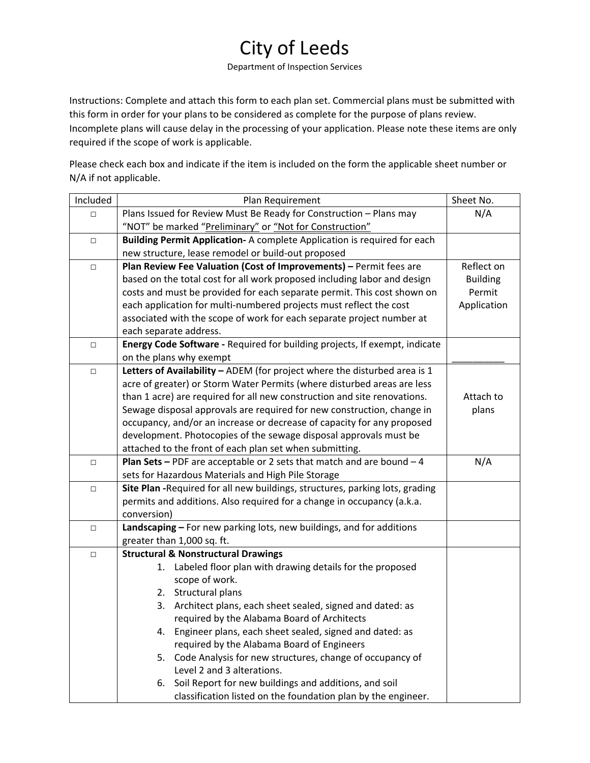# City of Leeds

Department of Inspection Services

Instructions: Complete and attach this form to each plan set. Commercial plans must be submitted with this form in order for your plans to be considered as complete for the purpose of plans review. Incomplete plans will cause delay in the processing of your application. Please note these items are only required if the scope of work is applicable.

Please check each box and indicate if the item is included on the form the applicable sheet number or N/A if not applicable.

| Included | Plan Requirement | Sheet No. |
|---|---|---|
| □ | Plans Issued for Review Must Be Ready for Construction – Plans may "NOT" be marked "Preliminary" or "Not for Construction" | N/A |
| □ | **Building Permit Application-** A complete Application is required for each new structure, lease remodel or build-out proposed | |
| □ | **Plan Review Fee Valuation (Cost of Improvements) –** Permit fees are based on the total cost for all work proposed including labor and design costs and must be provided for each separate permit. This cost shown on each application for multi-numbered projects must reflect the cost associated with the scope of work for each separate project number at each separate address. | Reflect on Building Permit Application |
| □ | **Energy Code Software -** Required for building projects, If exempt, indicate on the plans why exempt | __________ |
| □ | **Letters of Availability –** ADEM (for project where the disturbed area is 1 acre of greater) or Storm Water Permits (where disturbed areas are less than 1 acre) are required for all new construction and site renovations. Sewage disposal approvals are required for new construction, change in occupancy, and/or an increase or decrease of capacity for any proposed development. Photocopies of the sewage disposal approvals must be attached to the front of each plan set when submitting. | Attach to plans |
| □ | **Plan Sets –** PDF are acceptable or 2 sets that match and are bound – 4 sets for Hazardous Materials and High Pile Storage | N/A |
| □ | **Site Plan -**Required for all new buildings, structures, parking lots, grading permits and additions. Also required for a change in occupancy (a.k.a. conversion) | |
| □ | **Landscaping –** For new parking lots, new buildings, and for additions greater than 1,000 sq. ft. | |
| □ | **Structural & Nonstructural Drawings**<br>1. Labeled floor plan with drawing details for the proposed scope of work.<br>2. Structural plans<br>3. Architect plans, each sheet sealed, signed and dated: as required by the Alabama Board of Architects<br>4. Engineer plans, each sheet sealed, signed and dated: as required by the Alabama Board of Engineers<br>5. Code Analysis for new structures, change of occupancy of Level 2 and 3 alterations.<br>6. Soil Report for new buildings and additions, and soil classification listed on the foundation plan by the engineer. | |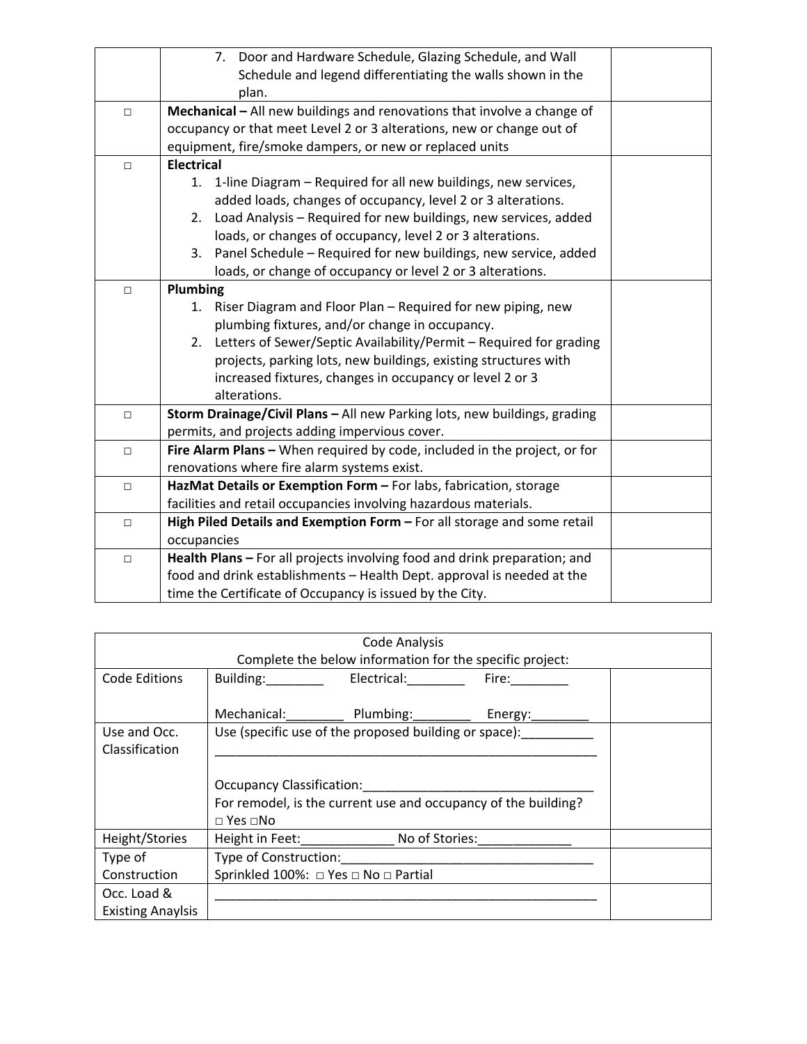| | | |
|---|---|---|
| | 7. Door and Hardware Schedule, Glazing Schedule, and Wall Schedule and legend differentiating the walls shown in the plan. | |
| □ | **Mechanical –** All new buildings and renovations that involve a change of occupancy or that meet Level 2 or 3 alterations, new or change out of equipment, fire/smoke dampers, or new or replaced units | |
| □ | **Electrical**<br>1. 1-line Diagram – Required for all new buildings, new services, added loads, changes of occupancy, level 2 or 3 alterations.<br>2. Load Analysis – Required for new buildings, new services, added loads, or changes of occupancy, level 2 or 3 alterations.<br>3. Panel Schedule – Required for new buildings, new service, added loads, or change of occupancy or level 2 or 3 alterations. | |
| □ | **Plumbing**<br>1. Riser Diagram and Floor Plan – Required for new piping, new plumbing fixtures, and/or change in occupancy.<br>2. Letters of Sewer/Septic Availability/Permit – Required for grading projects, parking lots, new buildings, existing structures with increased fixtures, changes in occupancy or level 2 or 3 alterations. | |
| □ | **Storm Drainage/Civil Plans –** All new Parking lots, new buildings, grading permits, and projects adding impervious cover. | |
| □ | **Fire Alarm Plans –** When required by code, included in the project, or for renovations where fire alarm systems exist. | |
| □ | **HazMat Details or Exemption Form –** For labs, fabrication, storage facilities and retail occupancies involving hazardous materials. | |
| □ | **High Piled Details and Exemption Form –** For all storage and some retail occupancies | |
| □ | **Health Plans –** For all projects involving food and drink preparation; and food and drink establishments – Health Dept. approval is needed at the time the Certificate of Occupancy is issued by the City. | |

| Code Analysis<br>Complete the below information for the specific project: | | |
|---|---|---|
| Code Editions | Building:________ Electrical:________ Fire:________<br><br>Mechanical:________ Plumbing:________ Energy:________ | |
| Use and Occ. Classification | Use (specific use of the proposed building or space):__________<br>_______________________________________________________<br><br>Occupancy Classification:________________________________<br>For remodel, is the current use and occupancy of the building?<br>□ Yes □No | |
| Height/Stories | Height in Feet:_____________ No of Stories:_____________ | |
| Type of Construction | Type of Construction:___________________________________<br>Sprinkled 100%: □ Yes □ No □ Partial | |
| Occ. Load & Existing Anaylsis | _______________________________________________________ | |